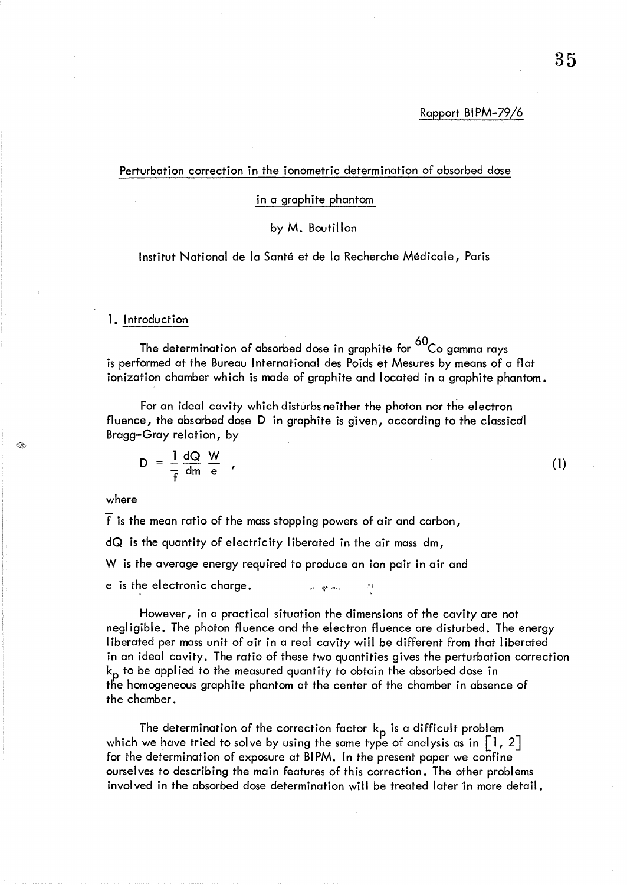Rapport BIPM-79/6

# Perturbation correction in the ionometric determination of absorbed dose in a graphite phantom

by M. Boutillon

Institut National de la Santé et de la Recherche Médicale, Paris

## 1. Introduction

The determination of absorbed dose in graphite for $^{60}$Co gamma rays is performed at the Bureau International des Poids et Mesures by means of a flat ionization chamber which is made of graphite and located in a graphite phantom.

For an ideal cavity which disturbs neither the photon nor the electron fluence, the absorbed dose D in graphite is given, according to the classical Bragg-Gray relation, by

$$D = \frac{1}{\bar{f}} \frac{dQ}{dm} \frac{W}{e} , \tag{1}$$

where

$\bar{f}$ is the mean ratio of the mass stopping powers of air and carbon,

dQ is the quantity of electricity liberated in the air mass dm,

W is the average energy required to produce an ion pair in air and

e is the electronic charge.

However, in a practical situation the dimensions of the cavity are not negligible. The photon fluence and the electron fluence are disturbed. The energy liberated per mass unit of air in a real cavity will be different from that liberated in an ideal cavity. The ratio of these two quantities gives the perturbation correction $k_p$ to be applied to the measured quantity to obtain the absorbed dose in the homogeneous graphite phantom at the center of the chamber in absence of the chamber.

The determination of the correction factor $k_p$ is a difficult problem which we have tried to solve by using the same type of analysis as in [1, 2] for the determination of exposure at BIPM. In the present paper we confine ourselves to describing the main features of this correction. The other problems involved in the absorbed dose determination will be treated later in more detail.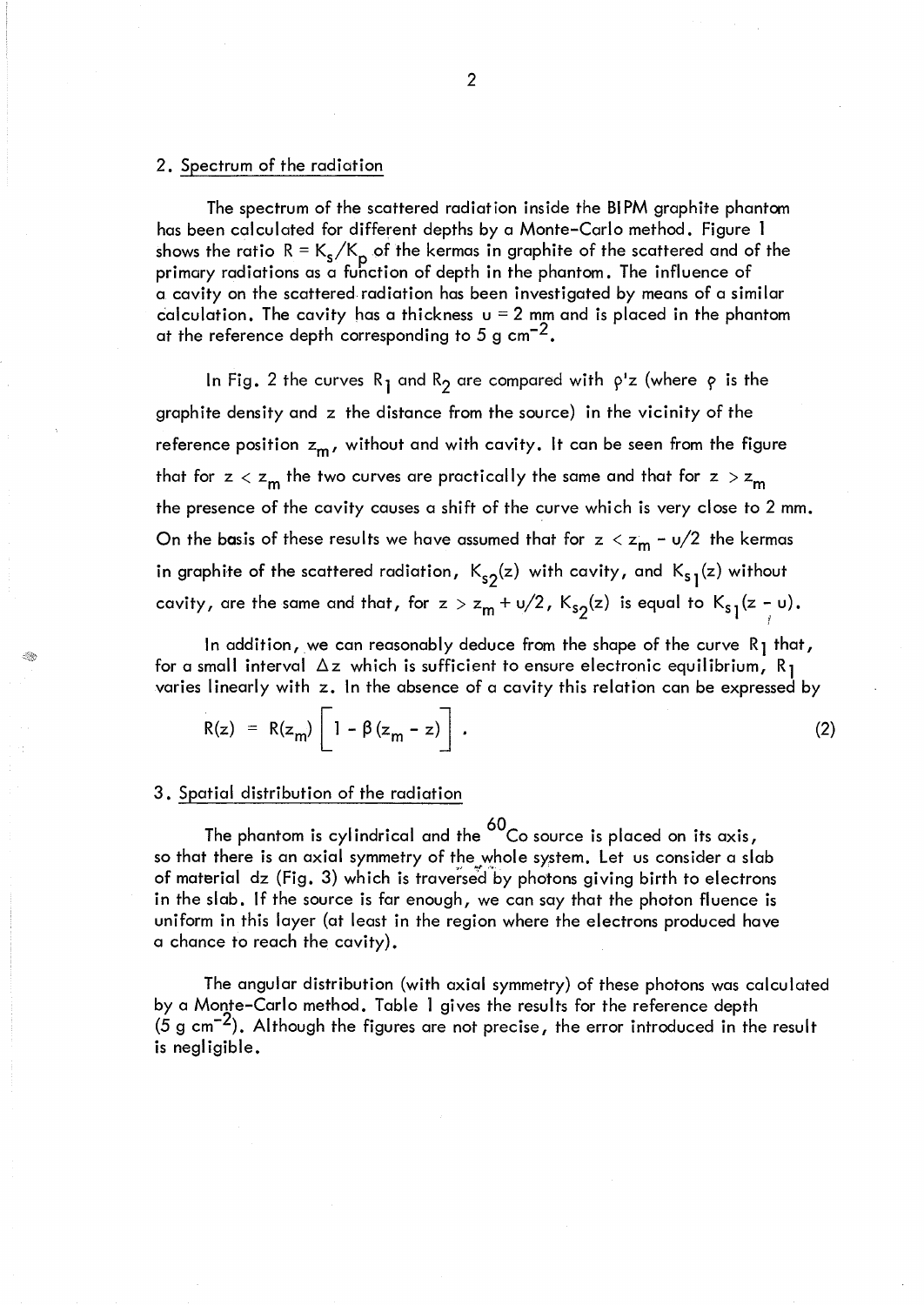## 2. Spectrum of the radiation

The spectrum of the scattered radiation inside the BIPM graphite phantom has been calculated for different depths by a Monte-Carlo method. Figure 1 shows the ratio $R = K_s/K_p$ of the kermas in graphite of the scattered and of the primary radiations as a function of depth in the phantom. The influence of a cavity on the scattered radiation has been investigated by means of a similar calculation. The cavity has a thickness $u = 2$ mm and is placed in the phantom at the reference depth corresponding to 5 g cm$^{-2}$.

In Fig. 2 the curves $R_1$ and $R_2$ are compared with $\rho' z$ (where $\rho$ is the graphite density and $z$ the distance from the source) in the vicinity of the reference position $z_m$, without and with cavity. It can be seen from the figure that for $z < z_m$ the two curves are practically the same and that for $z > z_m$ the presence of the cavity causes a shift of the curve which is very close to 2 mm. On the basis of these results we have assumed that for $z < z_m - u/2$ the kermas in graphite of the scattered radiation, $K_{s_2}(z)$ with cavity, and $K_{s_1}(z)$ without cavity, are the same and that, for $z > z_m + u/2$, $K_{s_2}(z)$ is equal to $K_{s_1}(z - u)$.

In addition, we can reasonably deduce from the shape of the curve $R_1$ that, for a small interval $\Delta z$ which is sufficient to ensure electronic equilibrium, $R_1$ varies linearly with $z$. In the absence of a cavity this relation can be expressed by

$$R(z) = R(z_m) \left[ 1 - \beta (z_m - z) \right] . \tag{2}$$

## 3. Spatial distribution of the radiation

The phantom is cylindrical and the $^{60}$Co source is placed on its axis, so that there is an axial symmetry of the whole system. Let us consider a slab of material dz (Fig. 3) which is traversed by photons giving birth to electrons in the slab. If the source is far enough, we can say that the photon fluence is uniform in this layer (at least in the region where the electrons produced have a chance to reach the cavity).

The angular distribution (with axial symmetry) of these photons was calculated by a Monte-Carlo method. Table 1 gives the results for the reference depth (5 g cm$^{-2}$). Although the figures are not precise, the error introduced in the result is negligible.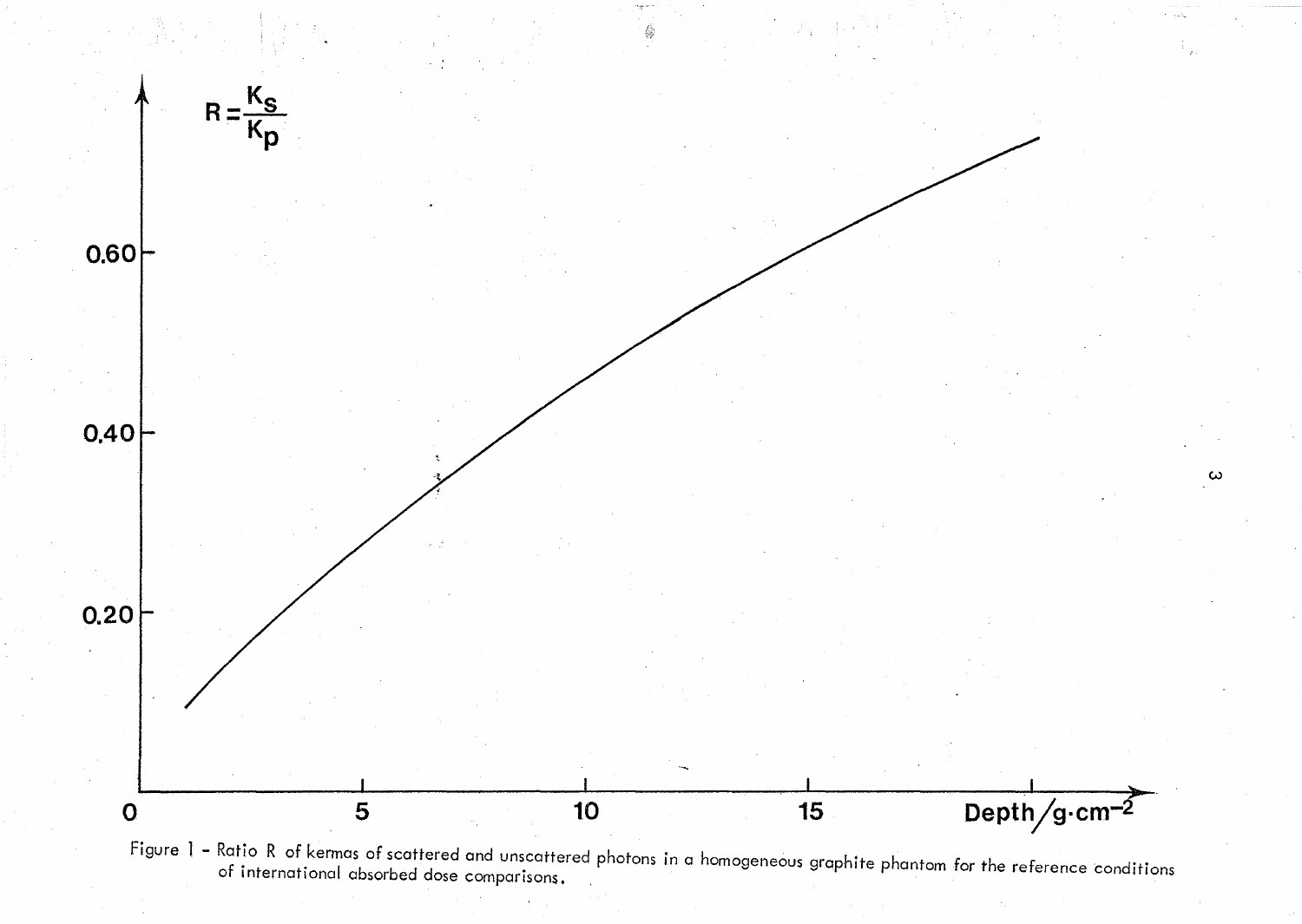Figure 1 - Ratio R of kermas of scattered and unscattered photons in a homogeneous graphite phantom for the reference conditions of international absorbed dose comparisons.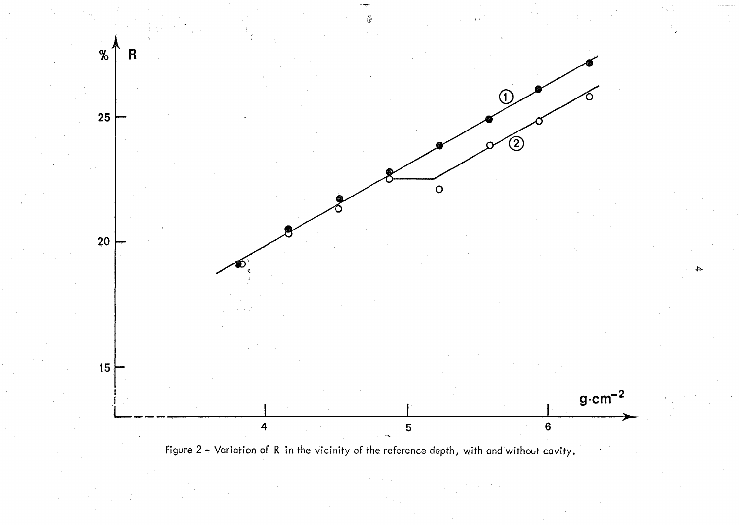Figure 2 - Variation of R in the vicinity of the reference depth, with and without cavity.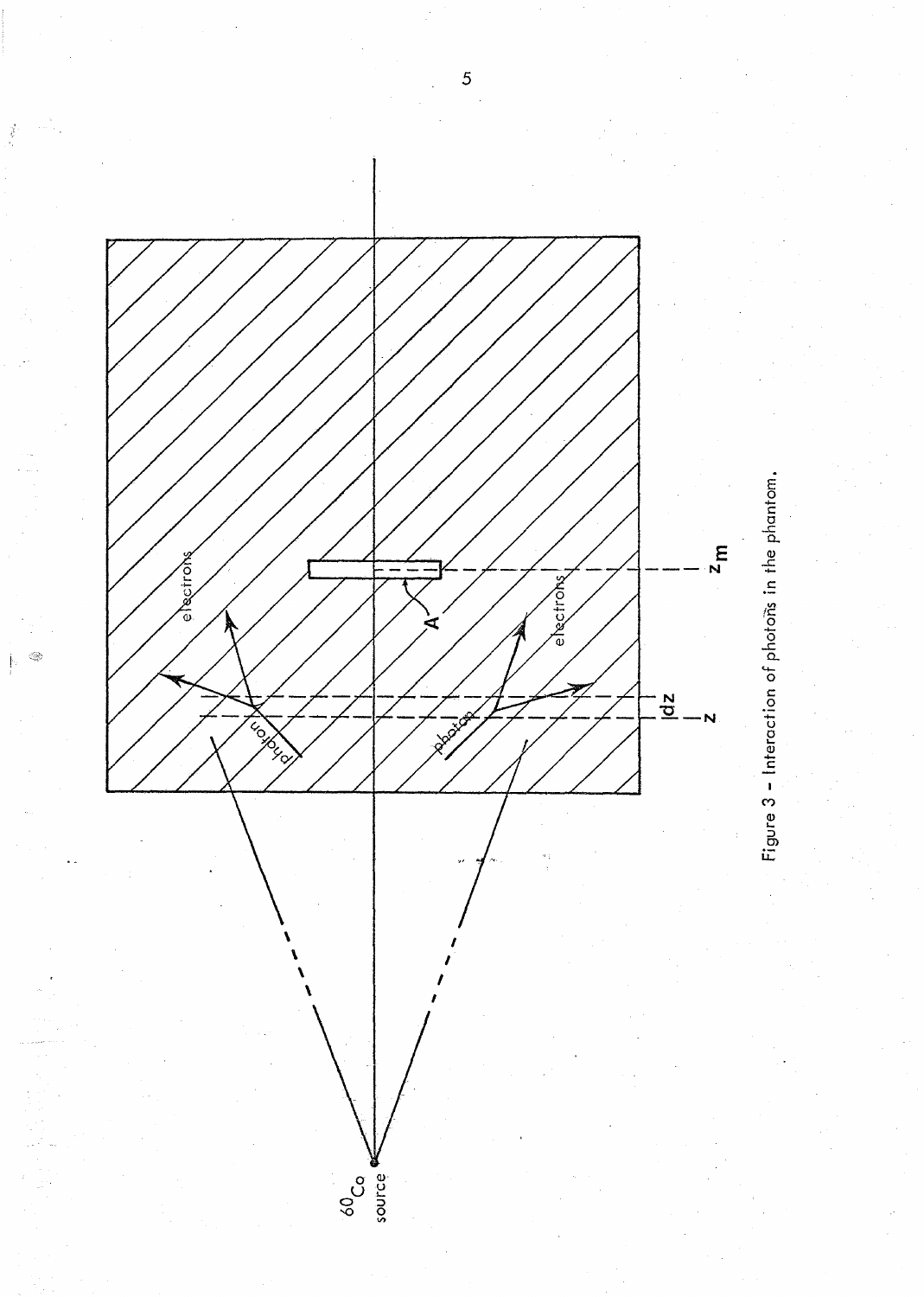Figure 3 - Interaction of photons in the phantom.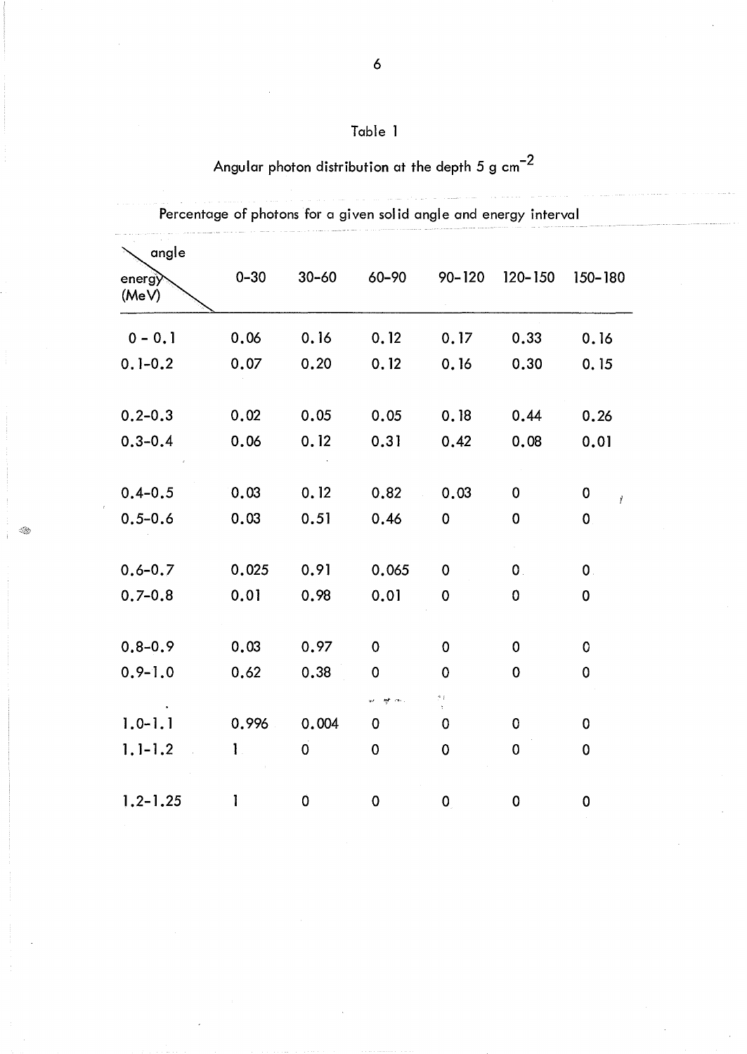Table 1

Angular photon distribution at the depth 5 g $cm^{-2}$

Percentage of photons for a given solid angle and energy interval

| energy (MeV) \ angle | 0-30 | 30-60 | 60-90 | 90-120 | 120-150 | 150-180 |
|---|---|---|---|---|---|---|
| 0 - 0.1 | 0.06 | 0.16 | 0.12 | 0.17 | 0.33 | 0.16 |
| 0.1-0.2 | 0.07 | 0.20 | 0.12 | 0.16 | 0.30 | 0.15 |
| 0.2-0.3 | 0.02 | 0.05 | 0.05 | 0.18 | 0.44 | 0.26 |
| 0.3-0.4 | 0.06 | 0.12 | 0.31 | 0.42 | 0.08 | 0.01 |
| 0.4-0.5 | 0.03 | 0.12 | 0.82 | 0.03 | 0 | 0 |
| 0.5-0.6 | 0.03 | 0.51 | 0.46 | 0 | 0 | 0 |
| 0.6-0.7 | 0.025 | 0.91 | 0.065 | 0 | 0 | 0 |
| 0.7-0.8 | 0.01 | 0.98 | 0.01 | 0 | 0 | 0 |
| 0.8-0.9 | 0.03 | 0.97 | 0 | 0 | 0 | 0 |
| 0.9-1.0 | 0.62 | 0.38 | 0 | 0 | 0 | 0 |
| 1.0-1.1 | 0.996 | 0.004 | 0 | 0 | 0 | 0 |
| 1.1-1.2 | 1 | 0 | 0 | 0 | 0 | 0 |
| 1.2-1.25 | 1 | 0 | 0 | 0 | 0 | 0 |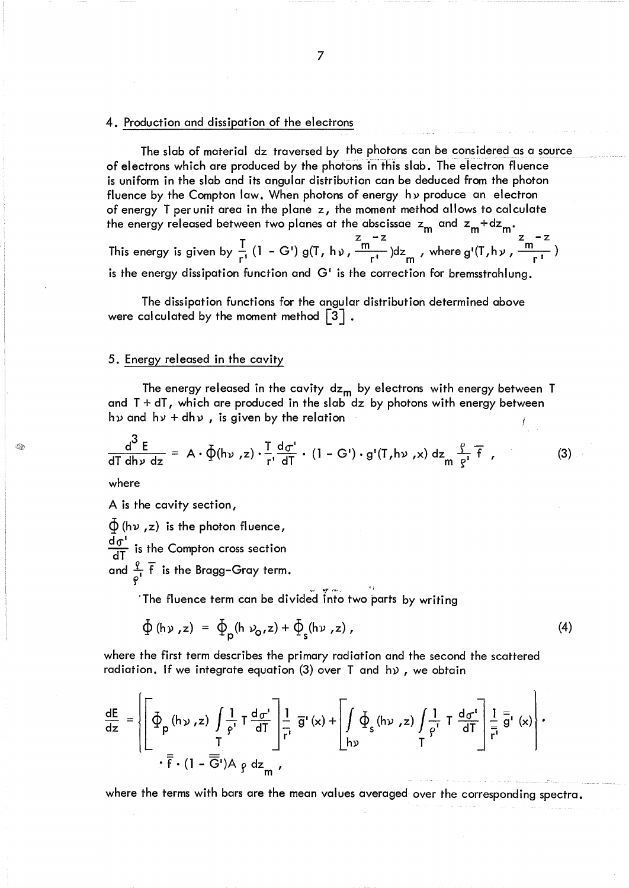## 4. Production and dissipation of the electrons

The slab of material dz traversed by the photons can be considered as a source of electrons which are produced by the photons in this slab. The electron fluence is uniform in the slab and its angular distribution can be deduced from the photon fluence by the Compton law. When photons of energy $h\nu$ produce an electron of energy T per unit area in the plane z, the moment method allows to calculate the energy released between two planes at the abscissae $z_m$ and $z_m + dz_m$.

This energy is given by $\frac{T}{r'}(1 - G')\, g(T, h\nu, \frac{z_m - z}{r'}) dz_m$ , where $g'(T, h\nu, \frac{z_m - z}{r'})$ is the energy dissipation function and G' is the correction for bremsstrahlung.

The dissipation functions for the angular distribution determined above were calculated by the moment method [3] .

## 5. Energy released in the cavity

The energy released in the cavity $dz_m$ by electrons with energy between T and T + dT, which are produced in the slab dz by photons with energy between $h\nu$ and $h\nu + dh\nu$ , is given by the relation

$$\frac{d^3 E}{dT\, dh\nu\, dz} = A \cdot \Phi(h\nu, z) \cdot \frac{T}{r'} \frac{d\sigma'}{dT} \cdot (1 - G') \cdot g'(T, h\nu, x)\, dz_m \frac{\varrho}{\varrho'} \bar{f} , \tag{3}$$

where

A is the cavity section,

$\Phi(h\nu, z)$ is the photon fluence,

$\frac{d\sigma'}{dT}$ is the Compton cross section

and $\frac{\varrho}{\varrho'} \bar{f}$ is the Bragg-Gray term.

The fluence term can be divided into two parts by writing

$$\Phi(h\nu, z) = \Phi_p(h\nu_o, z) + \Phi_s(h\nu, z) , \tag{4}$$

where the first term describes the primary radiation and the second the scattered radiation. If we integrate equation (3) over T and $h\nu$ , we obtain

$$\frac{dE}{dz} = \left\{ \left[ \Phi_p(h\nu, z) \int_T \frac{1}{\varrho'} T \frac{d\sigma'}{dT} \right] \frac{1}{\bar{r}'} \bar{g}'(x) + \left[ \int_{h\nu} \Phi_s(h\nu, z) \int_T \frac{1}{\varrho'} T \frac{d\sigma'}{dT} \right] \frac{1}{\bar{\bar{r}}'} \bar{\bar{g}}'(x) \right\} \cdot$$

$$\cdot\, \bar{\bar{f}} \cdot (1 - \bar{\bar{G}}') A\, \varrho\, dz_m ,$$

where the terms with bars are the mean values averaged over the corresponding spectra.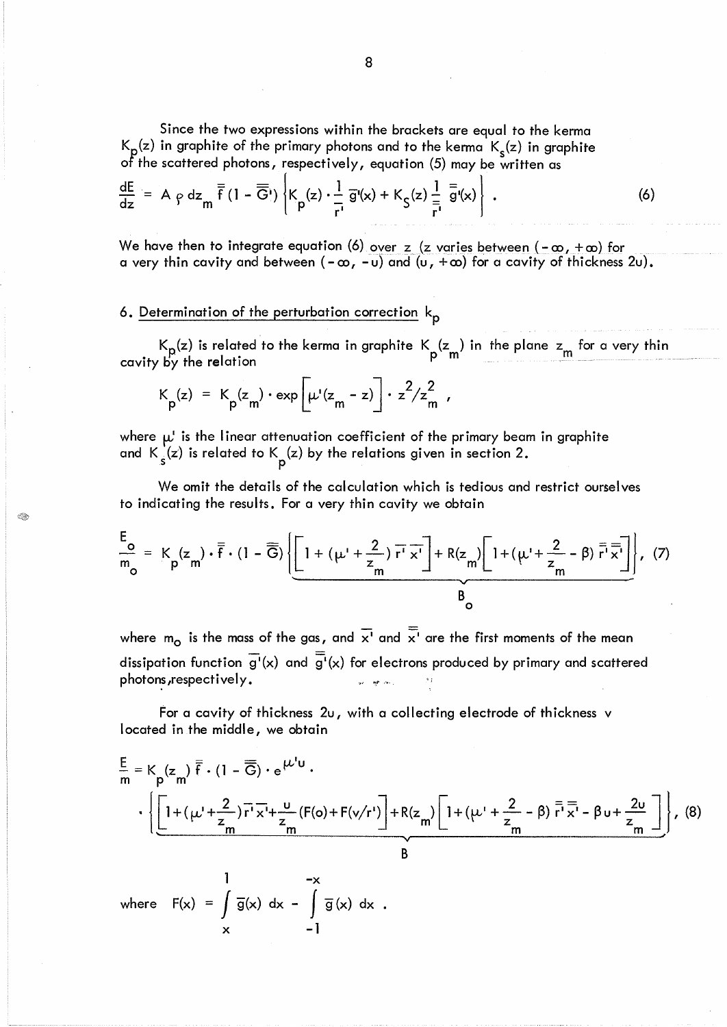Since the two expressions within the brackets are equal to the kerma $K_p(z)$ in graphite of the primary photons and to the kerma $K_s(z)$ in graphite of the scattered photons, respectively, equation (5) may be written as

$$\frac{dE}{dz} = A\,\rho\,dz_m\,\overline{\overline{f}}\,(1-\overline{\overline{G}}')\left\{K_p(z)\cdot\frac{1}{\overline{r}'}\,\overline{g}'(x) + K_s(z)\,\frac{1}{\overline{\overline{r}}'}\,\overline{\overline{g}}'(x)\right\}. \tag{6}$$

We have then to integrate equation (6) over $z$ ($z$ varies between $(-\infty, +\infty)$ for a very thin cavity and between $(-\infty, -u)$ and $(u, +\infty)$ for a cavity of thickness $2u$).

## 6. Determination of the perturbation correction $k_p$

$K_p(z)$ is related to the kerma in graphite $K_p(z_m)$ in the plane $z_m$ for a very thin cavity by the relation

$$K_p(z) = K_p(z_m)\cdot\exp\left[\mu'(z_m - z)\right]\cdot z^2/z_m^2\,,$$

where $\mu'$ is the linear attenuation coefficient of the primary beam in graphite and $K_s(z)$ is related to $K_p(z)$ by the relations given in section 2.

We omit the details of the calculation which is tedious and restrict ourselves to indicating the results. For a very thin cavity we obtain

$$\frac{E_o}{m_o} = K_p(z_m)\cdot\overline{\overline{f}}\cdot(1-\overline{\overline{G}})\underbrace{\left\{\left[1+(\mu'+\frac{2}{z_m})\,\overline{r}'\,\overline{x}'\right] + R(z_m)\left[1+(\mu'+\frac{2}{z_m}-\beta)\,\overline{\overline{r}}'\,\overline{\overline{x}}'\right]\right\}}_{B_o}, \tag{7}$$

where $m_o$ is the mass of the gas, and $\overline{x}'$ and $\overline{\overline{x}}'$ are the first moments of the mean dissipation function $\overline{g}'(x)$ and $\overline{\overline{g}}'(x)$ for electrons produced by primary and scattered photons, respectively.

For a cavity of thickness $2u$, with a collecting electrode of thickness $v$ located in the middle, we obtain

$$\frac{E}{m} = K_p(z_m)\,\overline{\overline{f}}\cdot(1-\overline{\overline{G}})\cdot e^{\mu' u}\cdot$$

$$\cdot\underbrace{\left\{\left[1+(\mu'+\frac{2}{z_m})\,\overline{r}'\,\overline{x}'+\frac{u}{z_m}\left(F(o)+F(v/r')\right)\right] + R(z_m)\left[1+(\mu'+\frac{2}{z_m}-\beta)\,\overline{\overline{r}}'\,\overline{\overline{x}}' - \beta u + \frac{2u}{z_m}\right]\right\}}_{B}, \tag{8}$$

where $F(x) = \int_x^1 \overline{g}(x)\,dx - \int_{-1}^{-x} \overline{g}(x)\,dx$.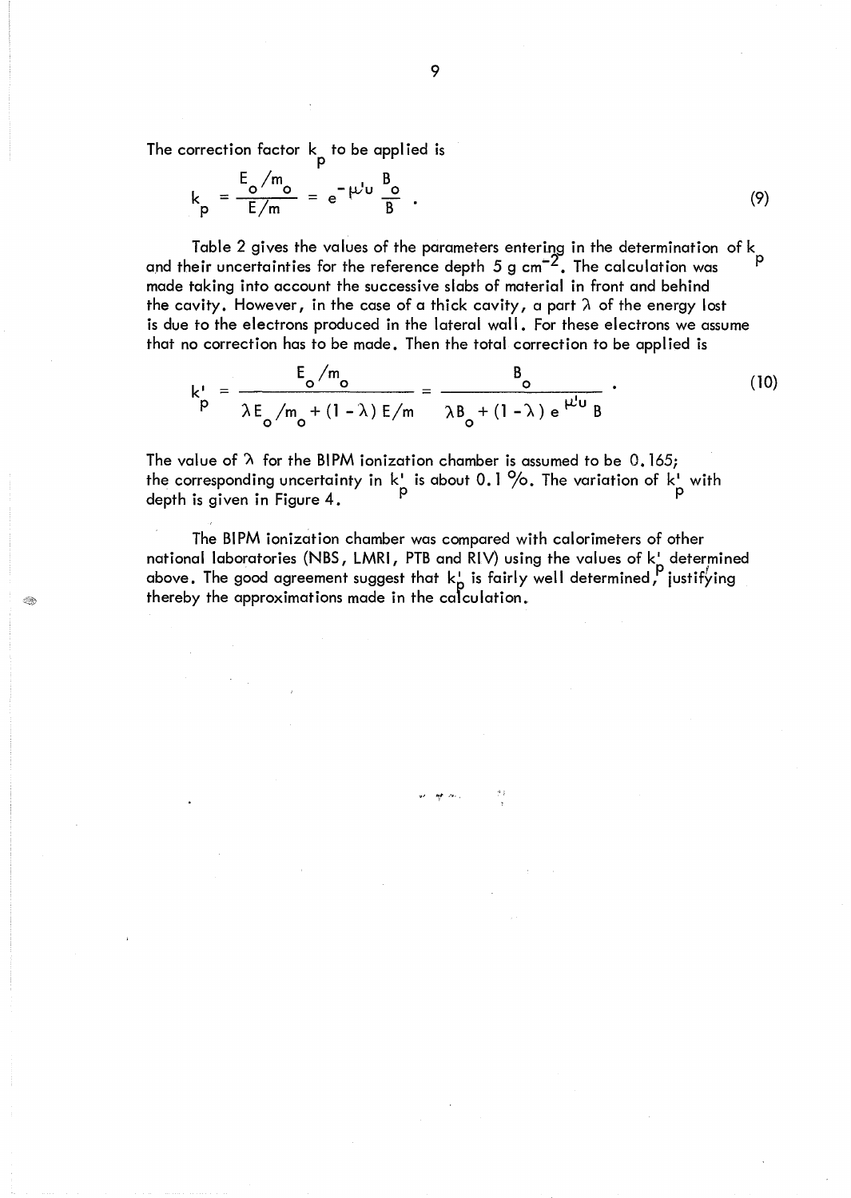The correction factor $k_p$ to be applied is

$$k_p = \frac{E_o/m_o}{E/m} = e^{-\mu' u} \frac{B_o}{B} \; . \tag{9}$$

Table 2 gives the values of the parameters entering in the determination of $k_p$ and their uncertainties for the reference depth 5 g cm$^{-2}$. The calculation was made taking into account the successive slabs of material in front and behind the cavity. However, in the case of a thick cavity, a part $\lambda$ of the energy lost is due to the electrons produced in the lateral wall. For these electrons we assume that no correction has to be made. Then the total correction to be applied is

$$k'_p = \frac{E_o/m_o}{\lambda E_o/m_o + (1-\lambda) E/m} = \frac{B_o}{\lambda B_o + (1-\lambda) e^{\mu' u} B} \; . \tag{10}$$

The value of $\lambda$ for the BIPM ionization chamber is assumed to be 0.165; the corresponding uncertainty in $k'_p$ is about 0.1 %. The variation of $k'_p$ with depth is given in Figure 4.

The BIPM ionization chamber was compared with calorimeters of other national laboratories (NBS, LMRI, PTB and RIV) using the values of $k'_p$ determined above. The good agreement suggest that $k'_p$ is fairly well determined, justifying thereby the approximations made in the calculation.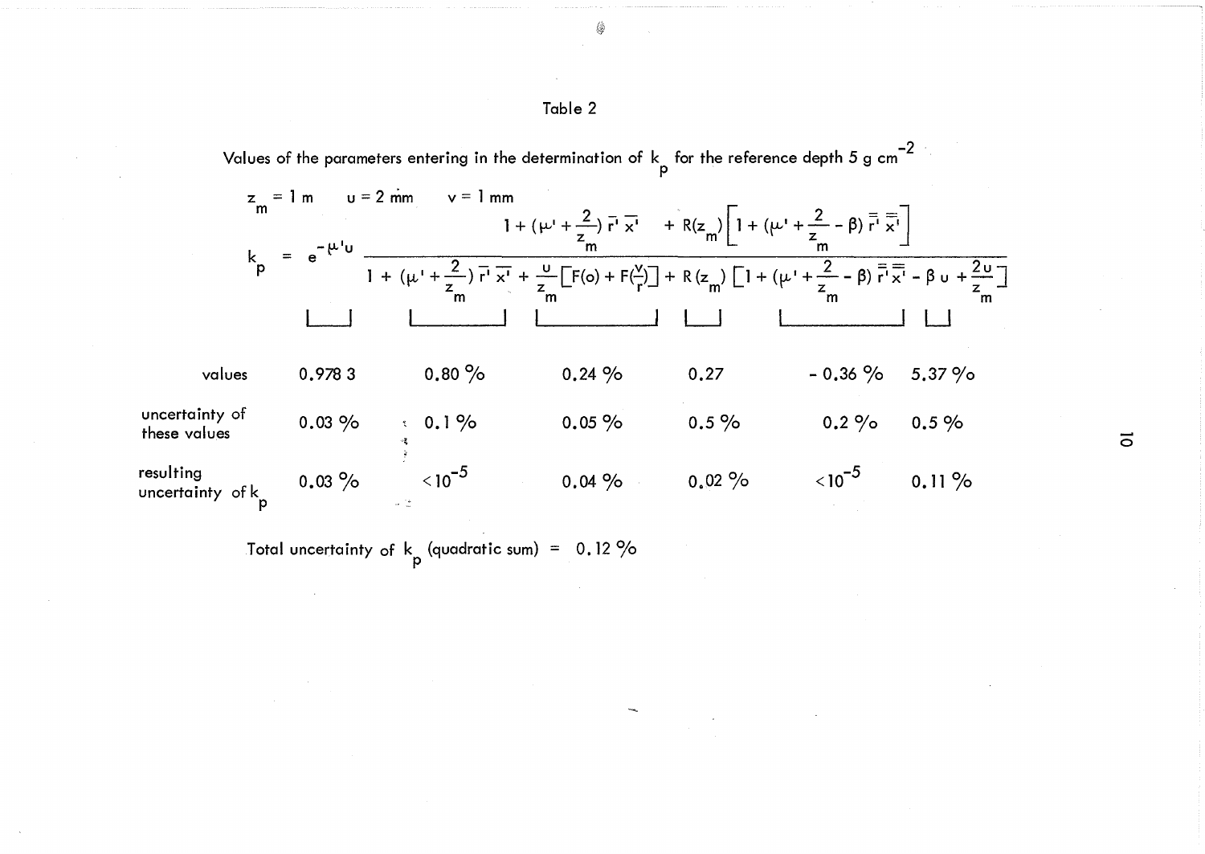Table 2

Values of the parameters entering in the determination of $k_p$ for the reference depth 5 g cm$^{-2}$

$z_m = 1$ m $\quad u = 2$ mm $\quad v = 1$ mm

$$k_p = e^{-\mu' u} \; \frac{1 + (\mu' + \frac{2}{z_m})\, \overline{r'}\, \overline{x'} \quad + R(z_m)\left[1 + (\mu' + \frac{2}{z_m} - \beta)\, \overline{\overline{r'}}\, \overline{\overline{x'}}\right]}{1 + (\mu' + \frac{2}{z_m})\, \overline{r'}\, \overline{x'} + \frac{u}{z_m}\left[F(o) + F(\frac{v}{r})\right] + R(z_m)\left[1 + (\mu' + \frac{2}{z_m} - \beta)\, \overline{\overline{r'}}\, \overline{\overline{x'}} - \beta u + \frac{2u}{z_m}\right]}$$

| | $e^{-\mu' u}$ | $(\mu' + \frac{2}{z_m})\, \overline{r'}\, \overline{x'}$ | $\frac{u}{z_m}\left[F(o) + F(\frac{v}{r})\right]$ | $R(z_m)$ | $(\mu' + \frac{2}{z_m} - \beta)\, \overline{\overline{r'}}\, \overline{\overline{x'}}$ | $\frac{2u}{z_m}$ |
|---|---|---|---|---|---|---|
| values | 0.978 3 | 0.80 % | 0.24 % | 0.27 | - 0.36 % | 5.37 % |
| uncertainty of these values | 0.03 % | 0.1 % | 0.05 % | 0.5 % | 0.2 % | 0.5 % |
| resulting uncertainty of $k_p$ | 0.03 % | $<10^{-5}$ | 0.04 % | 0.02 % | $<10^{-5}$ | 0.11 % |

Total uncertainty of $k_p$ (quadratic sum) = 0.12 %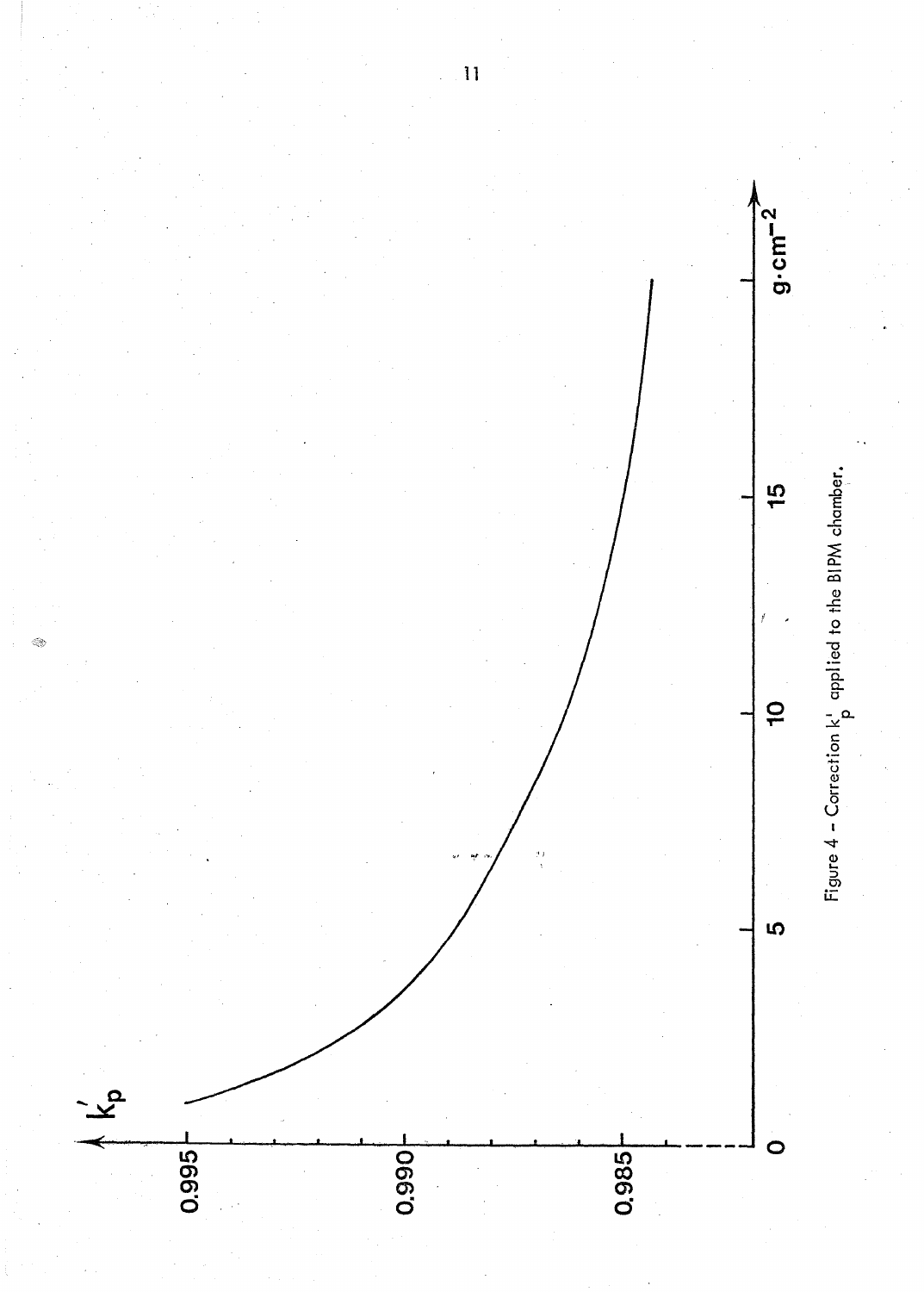Figure 4 - Correction $k'_p$ applied to the BIPM chamber.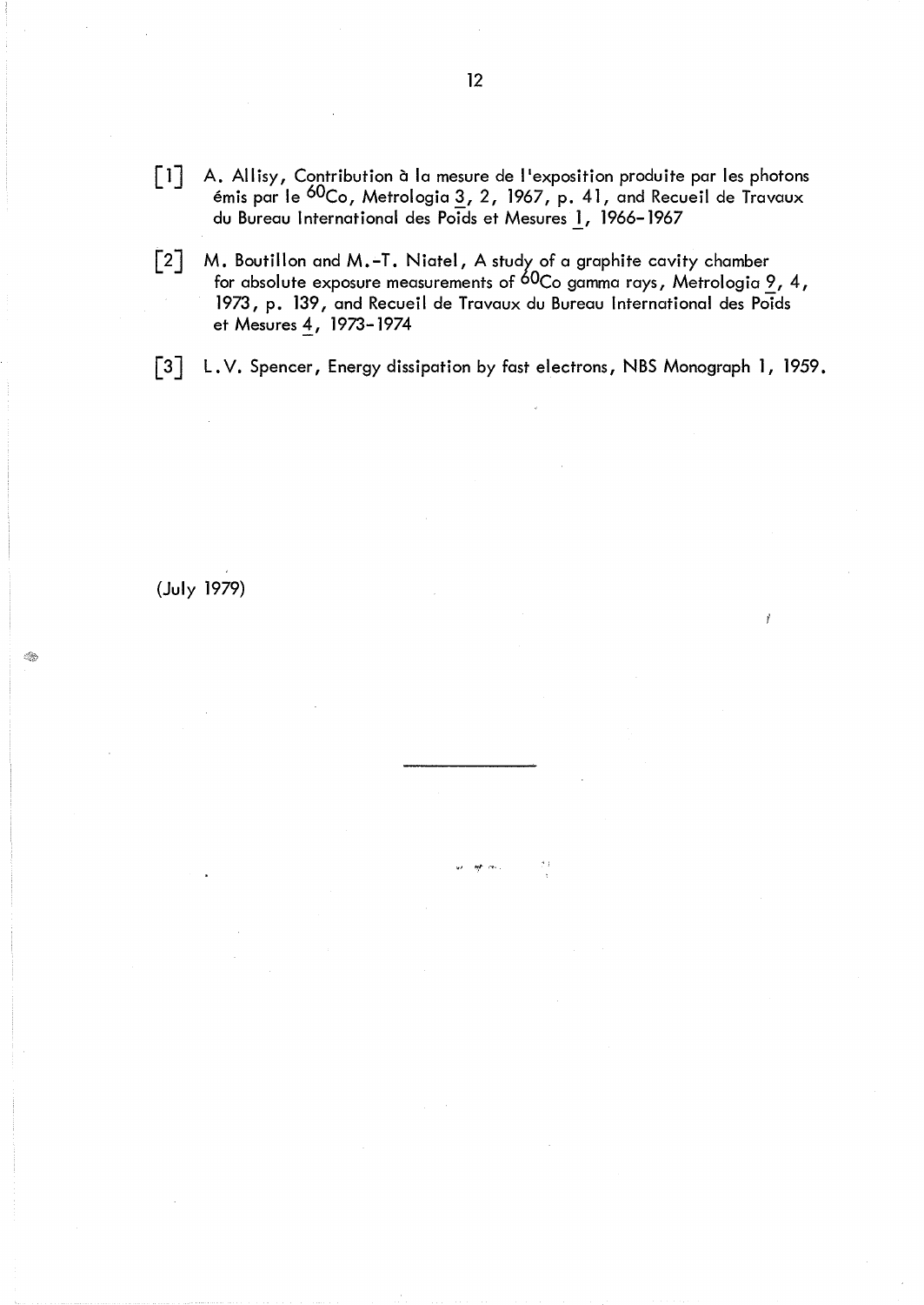[1] A. Allisy, Contribution à la mesure de l'exposition produite par les photons émis par le $^{60}Co$, Metrologia 3, 2, 1967, p. 41, and Recueil de Travaux du Bureau International des Poids et Mesures 1, 1966-1967

[2] M. Boutillon and M.-T. Niatel, A study of a graphite cavity chamber for absolute exposure measurements of $^{60}Co$ gamma rays, Metrologia 9, 4, 1973, p. 139, and Recueil de Travaux du Bureau International des Poids et Mesures 4, 1973-1974

[3] L.V. Spencer, Energy dissipation by fast electrons, NBS Monograph 1, 1959.

(July 1979)